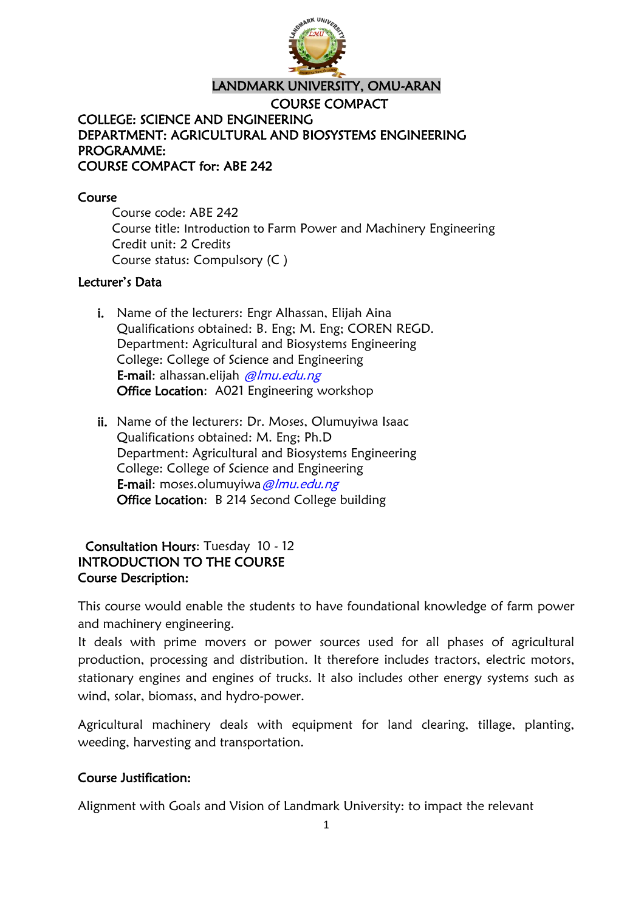# LANDMARK UNIVERSITY, OMU-ARAN

## COURSE COMPACT

**COLLEGE: SCIENCE AND ENGINEERING**
**DEPARTMENT: AGRICULTURAL AND BIOSYSTEMS ENGINEERING**
**PROGRAMME:**
**COURSE COMPACT for: ABE 242**

### Course

Course code: ABE 242
Course title: Introduction to Farm Power and Machinery Engineering
Credit unit: 2 Credits
Course status: Compulsory (C )

### Lecturer's Data

i. Name of the lecturers: Engr Alhassan, Elijah Aina
Qualifications obtained: B. Eng; M. Eng; COREN REGD.
Department: Agricultural and Biosystems Engineering
College: College of Science and Engineering
**E-mail**: alhassan.elijah @lmu.edu.ng
**Office Location**: A021 Engineering workshop

ii. Name of the lecturers: Dr. Moses, Olumuyiwa Isaac
Qualifications obtained: M. Eng; Ph.D
Department: Agricultural and Biosystems Engineering
College: College of Science and Engineering
**E-mail**: moses.olumuyiwa@lmu.edu.ng
**Office Location**: B 214 Second College building

**Consultation Hours**: Tuesday 10 - 12

### INTRODUCTION TO THE COURSE

**Course Description:**

This course would enable the students to have foundational knowledge of farm power and machinery engineering.

It deals with prime movers or power sources used for all phases of agricultural production, processing and distribution. It therefore includes tractors, electric motors, stationary engines and engines of trucks. It also includes other energy systems such as wind, solar, biomass, and hydro-power.

Agricultural machinery deals with equipment for land clearing, tillage, planting, weeding, harvesting and transportation.

**Course Justification:**

Alignment with Goals and Vision of Landmark University: to impact the relevant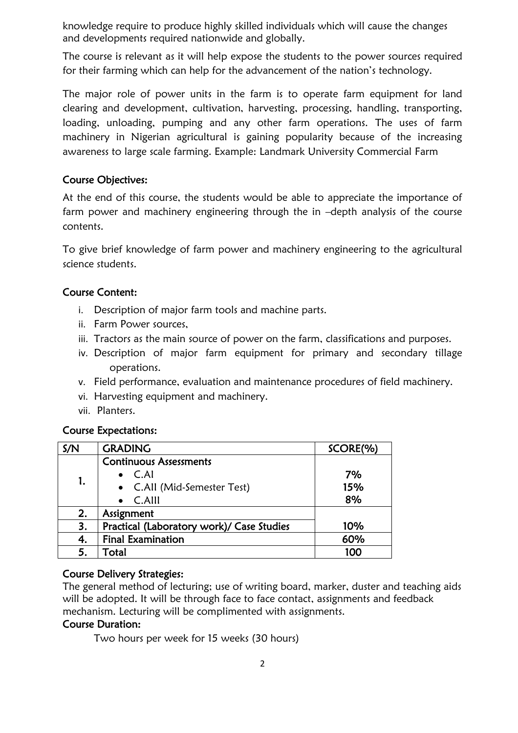knowledge require to produce highly skilled individuals which will cause the changes and developments required nationwide and globally.

The course is relevant as it will help expose the students to the power sources required for their farming which can help for the advancement of the nation's technology.

The major role of power units in the farm is to operate farm equipment for land clearing and development, cultivation, harvesting, processing, handling, transporting, loading, unloading, pumping and any other farm operations. The uses of farm machinery in Nigerian agricultural is gaining popularity because of the increasing awareness to large scale farming. Example: Landmark University Commercial Farm

## Course Objectives:

At the end of this course, the students would be able to appreciate the importance of farm power and machinery engineering through the in –depth analysis of the course contents.

To give brief knowledge of farm power and machinery engineering to the agricultural science students.

## Course Content:

i. Description of major farm tools and machine parts.
ii. Farm Power sources,
iii. Tractors as the main source of power on the farm, classifications and purposes.
iv. Description of major farm equipment for primary and secondary tillage operations.
v. Field performance, evaluation and maintenance procedures of field machinery.
vi. Harvesting equipment and machinery.
vii. Planters.

## Course Expectations:

| S/N | GRADING | SCORE(%) |
|---|---|---|
| 1. | **Continuous Assessments**<br>• C.AI<br>• C.AII (Mid-Semester Test)<br>• C.AIII | <br>7%<br>15%<br>8% |
| 2. | Assignment | 10% |
| 3. | Practical (Laboratory work)/ Case Studies | |
| 4. | Final Examination | 60% |
| 5. | Total | 100 |

## Course Delivery Strategies:

The general method of lecturing; use of writing board, marker, duster and teaching aids will be adopted. It will be through face to face contact, assignments and feedback mechanism. Lecturing will be complimented with assignments.

## Course Duration:

Two hours per week for 15 weeks (30 hours)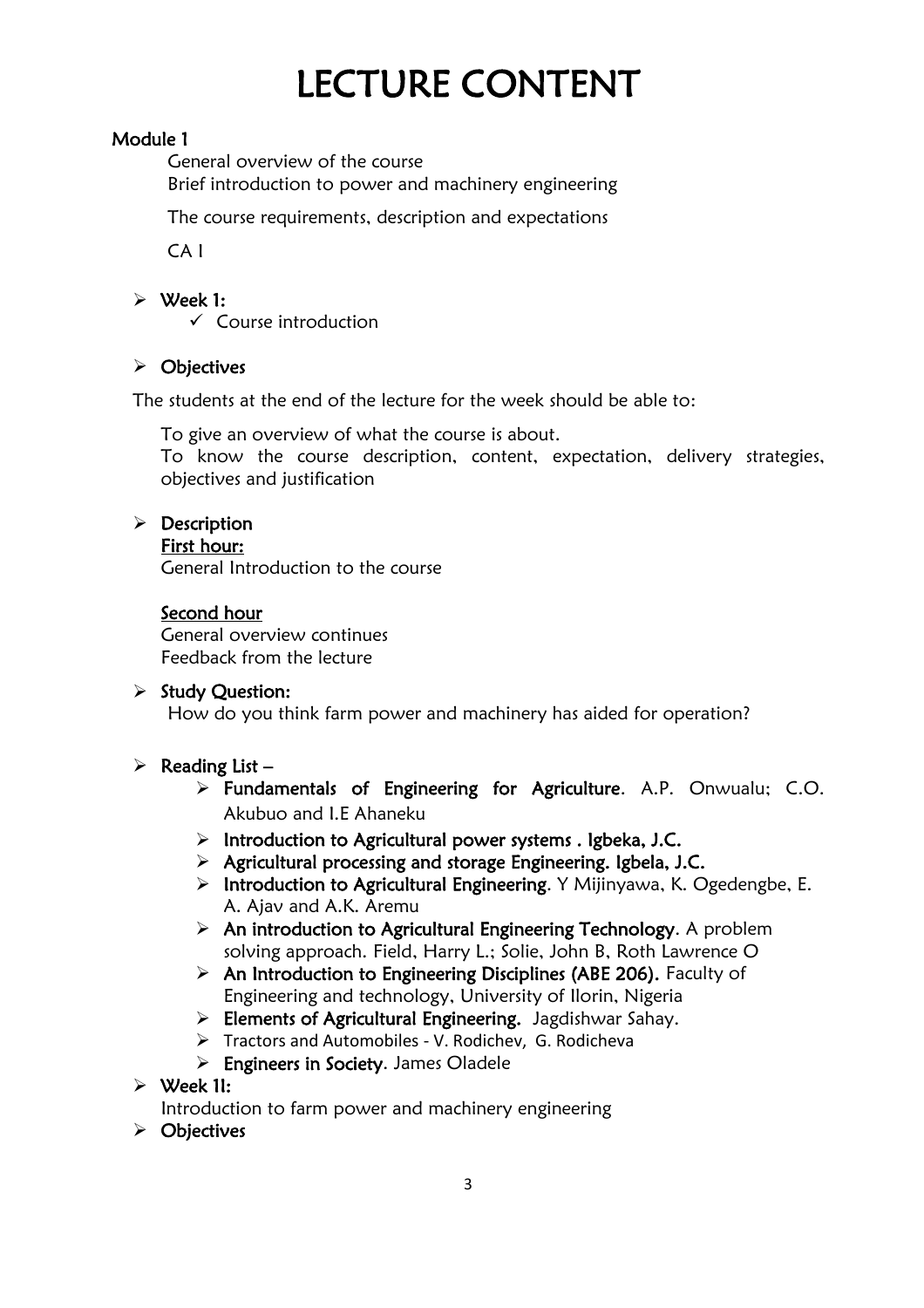# LECTURE CONTENT

## Module 1

General overview of the course

Brief introduction to power and machinery engineering

The course requirements, description and expectations

CA I

- **Week 1:**
  - ✓ Course introduction

- **Objectives**

The students at the end of the lecture for the week should be able to:

To give an overview of what the course is about.

To know the course description, content, expectation, delivery strategies, objectives and justification

- **Description**

  **First hour:**

  General Introduction to the course

  **Second hour**

  General overview continues

  Feedback from the lecture

- **Study Question:**

  How do you think farm power and machinery has aided for operation?

- **Reading List** –
  - **Fundamentals of Engineering for Agriculture**. A.P. Onwualu; C.O. Akubuo and I.E Ahaneku
  - **Introduction to Agricultural power systems . Igbeka, J.C.**
  - **Agricultural processing and storage Engineering. Igbela, J.C.**
  - **Introduction to Agricultural Engineering**. Y Mijinyawa, K. Ogedengbe, E. A. Ajav and A.K. Aremu
  - **An introduction to Agricultural Engineering Technology**. A problem solving approach. Field, Harry L.; Solie, John B, Roth Lawrence O
  - **An Introduction to Engineering Disciplines (ABE 206).** Faculty of Engineering and technology, University of Ilorin, Nigeria
  - **Elements of Agricultural Engineering.** Jagdishwar Sahay.
  - Tractors and Automobiles - V. Rodichev, G. Rodicheva
  - **Engineers in Society**. James Oladele

- **Week 1I:**

  Introduction to farm power and machinery engineering

- **Objectives**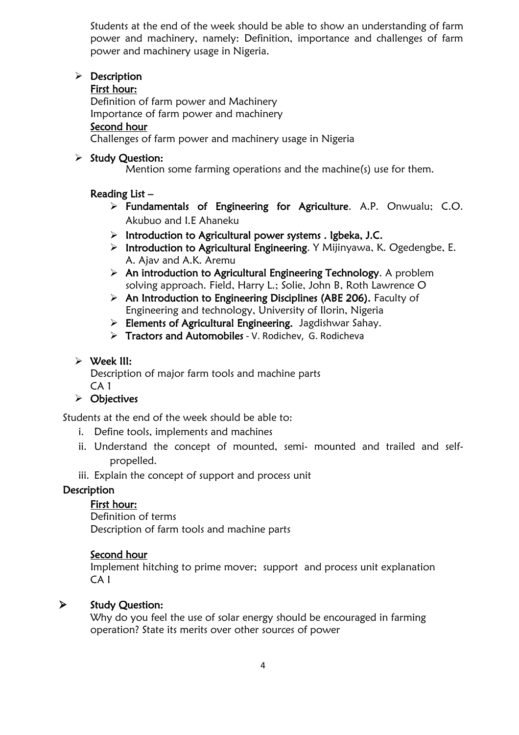Students at the end of the week should be able to show an understanding of farm power and machinery, namely: Definition, importance and challenges of farm power and machinery usage in Nigeria.

- **Description**

  **First hour:**

  Definition of farm power and Machinery
  Importance of farm power and machinery

  **Second hour**

  Challenges of farm power and machinery usage in Nigeria

- **Study Question:**

  Mention some farming operations and the machine(s) use for them.

  **Reading List –**

  - **Fundamentals of Engineering for Agriculture**. A.P. Onwualu; C.O. Akubuo and I.E Ahaneku
  - **Introduction to Agricultural power systems . Igbeka, J.C.**
  - **Introduction to Agricultural Engineering**. Y Mijinyawa, K. Ogedengbe, E. A. Ajav and A.K. Aremu
  - **An introduction to Agricultural Engineering Technology**. A problem solving approach. Field, Harry L.; Solie, John B, Roth Lawrence O
  - **An Introduction to Engineering Disciplines (ABE 206).** Faculty of Engineering and technology, University of Ilorin, Nigeria
  - **Elements of Agricultural Engineering.** Jagdishwar Sahay.
  - **Tractors and Automobiles** - V. Rodichev, G. Rodicheva

- **Week III:**

  Description of major farm tools and machine parts
  CA 1

- **Objectives**

Students at the end of the week should be able to:

i. Define tools, implements and machines
ii. Understand the concept of mounted, semi- mounted and trailed and self-propelled.
iii. Explain the concept of support and process unit

**Description**

**First hour:**

Definition of terms
Description of farm tools and machine parts

**Second hour**

Implement hitching to prime mover; support and process unit explanation
CA I

- **Study Question:**

  Why do you feel the use of solar energy should be encouraged in farming operation? State its merits over other sources of power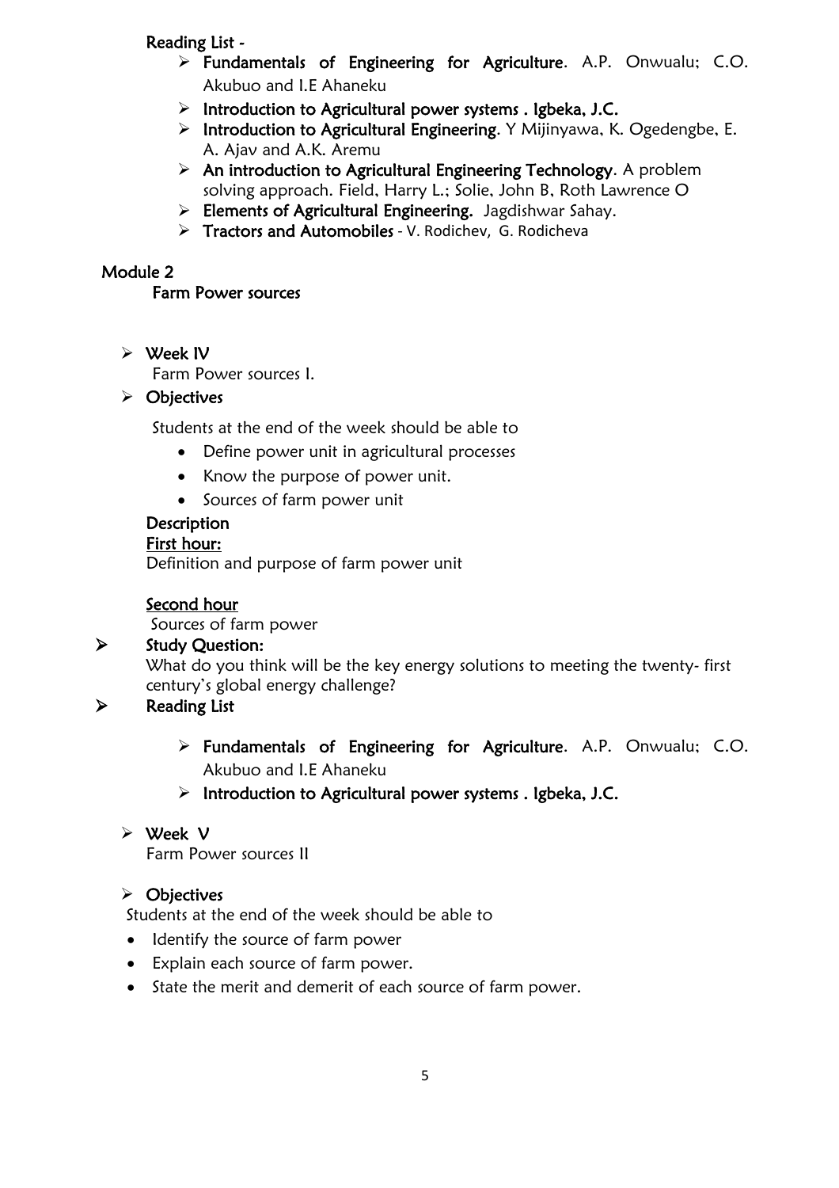**Reading List -**

- **Fundamentals of Engineering for Agriculture**. A.P. Onwualu; C.O. Akubuo and I.E Ahaneku
- **Introduction to Agricultural power systems . Igbeka, J.C.**
- **Introduction to Agricultural Engineering**. Y Mijinyawa, K. Ogedengbe, E. A. Ajav and A.K. Aremu
- **An introduction to Agricultural Engineering Technology**. A problem solving approach. Field, Harry L.; Solie, John B, Roth Lawrence O
- **Elements of Agricultural Engineering.** Jagdishwar Sahay.
- **Tractors and Automobiles** - V. Rodichev, G. Rodicheva

## Module 2

### Farm Power sources

- **Week IV**

  Farm Power sources I.

- **Objectives**

  Students at the end of the week should be able to

  - Define power unit in agricultural processes
  - Know the purpose of power unit.
  - Sources of farm power unit

  **Description**

  <u>**First hour:**</u>

  Definition and purpose of farm power unit

  <u>**Second hour**</u>

  Sources of farm power

- **Study Question:**

  What do you think will be the key energy solutions to meeting the twenty- first century's global energy challenge?

- **Reading List**

  - **Fundamentals of Engineering for Agriculture**. A.P. Onwualu; C.O. Akubuo and I.E Ahaneku
  - **Introduction to Agricultural power systems . Igbeka, J.C.**

- **Week V**

  Farm Power sources II

- **Objectives**

  Students at the end of the week should be able to

  - Identify the source of farm power
  - Explain each source of farm power.
  - State the merit and demerit of each source of farm power.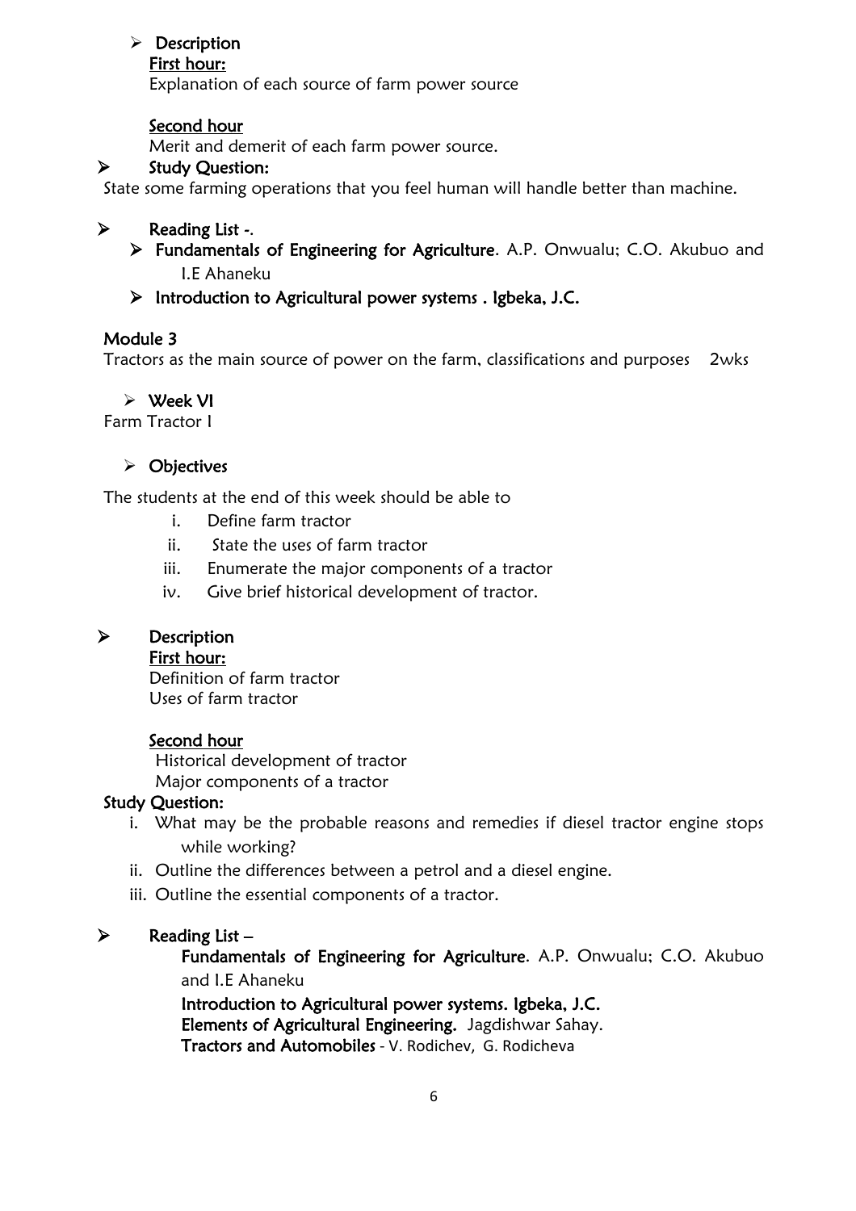- **Description**

  First hour:

  Explanation of each source of farm power source

  Second hour

  Merit and demerit of each farm power source.

- **Study Question:**

State some farming operations that you feel human will handle better than machine.

- **Reading List -.**
  - **Fundamentals of Engineering for Agriculture**. A.P. Onwualu; C.O. Akubuo and I.E Ahaneku
  - **Introduction to Agricultural power systems . Igbeka, J.C.**

## Module 3

Tractors as the main source of power on the farm, classifications and purposes 2wks

- **Week VI**

Farm Tractor I

- **Objectives**

The students at the end of this week should be able to

i. Define farm tractor
ii. State the uses of farm tractor
iii. Enumerate the major components of a tractor
iv. Give brief historical development of tractor.

- **Description**

  First hour:

  Definition of farm tractor
  Uses of farm tractor

  Second hour

  Historical development of tractor
  Major components of a tractor

**Study Question:**

i. What may be the probable reasons and remedies if diesel tractor engine stops while working?
ii. Outline the differences between a petrol and a diesel engine.
iii. Outline the essential components of a tractor.

- **Reading List –**

  **Fundamentals of Engineering for Agriculture**. A.P. Onwualu; C.O. Akubuo and I.E Ahaneku

  **Introduction to Agricultural power systems. Igbeka, J.C.**

  **Elements of Agricultural Engineering.** Jagdishwar Sahay.

  **Tractors and Automobiles** - V. Rodichev, G. Rodicheva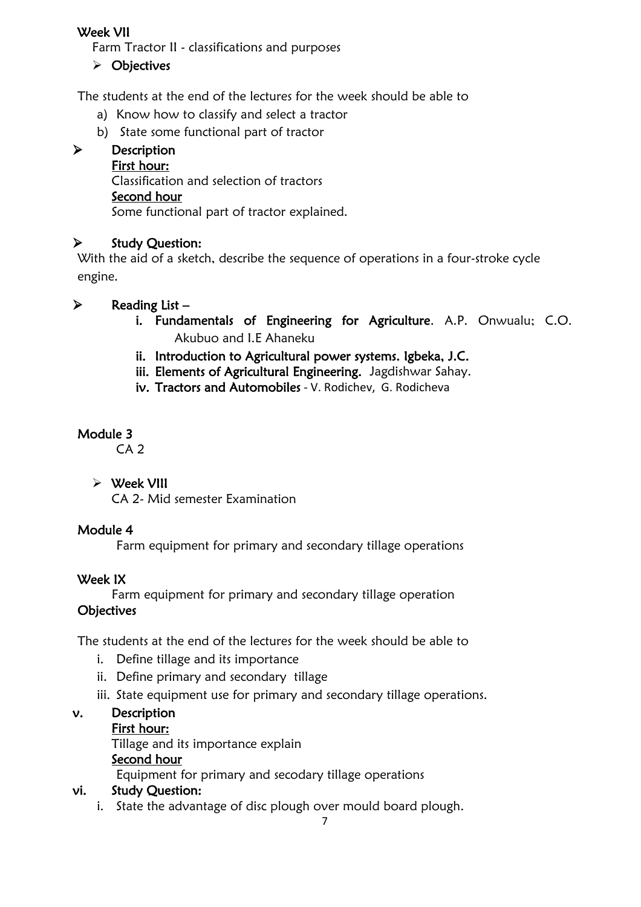**Week VII**

Farm Tractor II - classifications and purposes

- **Objectives**

The students at the end of the lectures for the week should be able to

a) Know how to classify and select a tractor
b) State some functional part of tractor

- **Description**

  **First hour:**

  Classification and selection of tractors

  **Second hour**

  Some functional part of tractor explained.

- **Study Question:**

With the aid of a sketch, describe the sequence of operations in a four-stroke cycle engine.

- **Reading List –**
  i. **Fundamentals of Engineering for Agriculture**. A.P. Onwualu; C.O. Akubuo and I.E Ahaneku
  ii. **Introduction to Agricultural power systems. Igbeka, J.C.**
  iii. **Elements of Agricultural Engineering.** Jagdishwar Sahay.
  iv. **Tractors and Automobiles** - V. Rodichev, G. Rodicheva

**Module 3**

CA 2

- **Week VIII**

  CA 2- Mid semester Examination

**Module 4**

Farm equipment for primary and secondary tillage operations

**Week IX**

Farm equipment for primary and secondary tillage operation

**Objectives**

The students at the end of the lectures for the week should be able to

i. Define tillage and its importance
ii. Define primary and secondary tillage
iii. State equipment use for primary and secondary tillage operations.

v. **Description**

   **First hour:**

   Tillage and its importance explain

   **Second hour**

   Equipment for primary and secodary tillage operations

vi. **Study Question:**

   i. State the advantage of disc plough over mould board plough.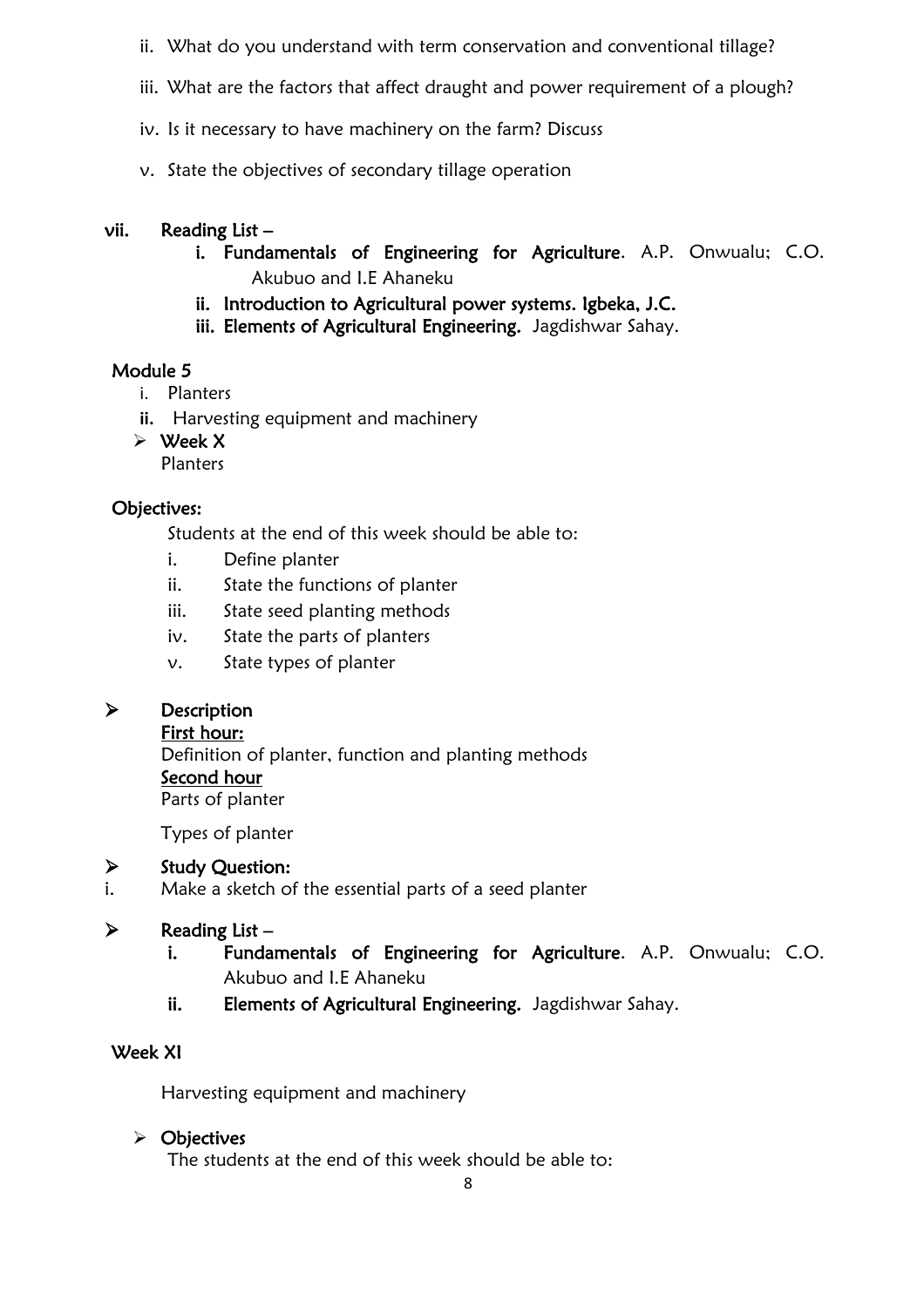ii. What do you understand with term conservation and conventional tillage?

iii. What are the factors that affect draught and power requirement of a plough?

iv. Is it necessary to have machinery on the farm? Discuss

v. State the objectives of secondary tillage operation

**vii. Reading List –**

i. **Fundamentals of Engineering for Agriculture**. A.P. Onwualu; C.O. Akubuo and I.E Ahaneku

ii. **Introduction to Agricultural power systems. Igbeka, J.C.**

iii. **Elements of Agricultural Engineering.** Jagdishwar Sahay.

## Module 5

i. Planters

**ii.** Harvesting equipment and machinery

- **Week X**
  Planters

## Objectives:

Students at the end of this week should be able to:

i. Define planter
ii. State the functions of planter
iii. State seed planting methods
iv. State the parts of planters
v. State types of planter

- **Description**

**First hour:**

Definition of planter, function and planting methods

**Second hour**

Parts of planter

Types of planter

- **Study Question:**

i. Make a sketch of the essential parts of a seed planter

- **Reading List –**

i. **Fundamentals of Engineering for Agriculture**. A.P. Onwualu; C.O. Akubuo and I.E Ahaneku

ii. **Elements of Agricultural Engineering.** Jagdishwar Sahay.

## Week XI

Harvesting equipment and machinery

- **Objectives**

The students at the end of this week should be able to: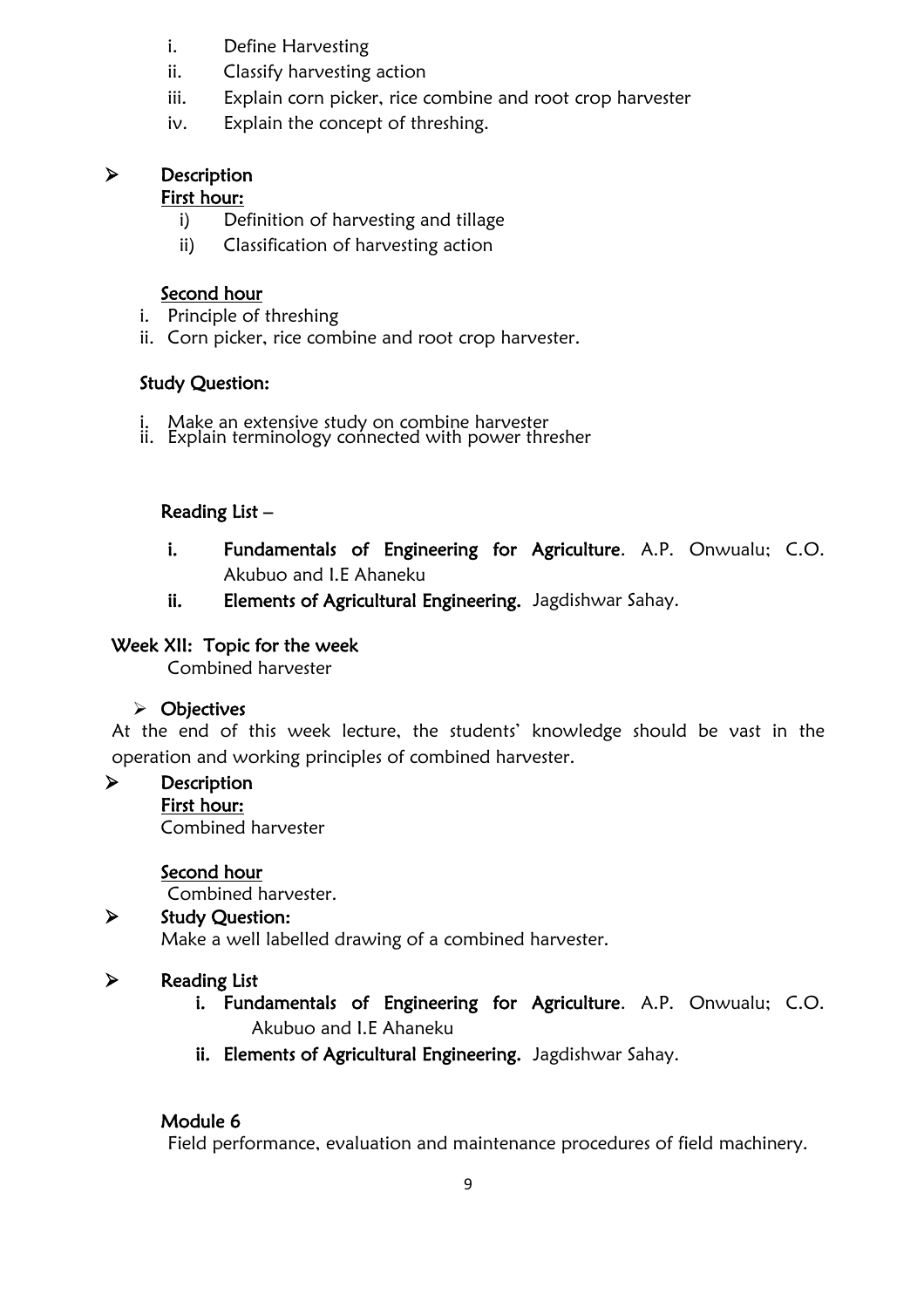i. Define Harvesting
ii. Classify harvesting action
iii. Explain corn picker, rice combine and root crop harvester
iv. Explain the concept of threshing.

- **Description**

  **<u>First hour:</u>**

  i) Definition of harvesting and tillage
  ii) Classification of harvesting action

  **<u>Second hour</u>**

  i. Principle of threshing
  ii. Corn picker, rice combine and root crop harvester.

  **Study Question:**

  i. Make an extensive study on combine harvester
  ii. Explain terminology connected with power thresher

  **Reading List –**

  i. **Fundamentals of Engineering for Agriculture**. A.P. Onwualu; C.O. Akubuo and I.E Ahaneku
  ii. **Elements of Agricultural Engineering.** Jagdishwar Sahay.

**Week XII: Topic for the week**

Combined harvester

- **Objectives**

At the end of this week lecture, the students' knowledge should be vast in the operation and working principles of combined harvester.

- **Description**

  **<u>First hour:</u>**

  Combined harvester

  **<u>Second hour</u>**

  Combined harvester.

- **Study Question:**

  Make a well labelled drawing of a combined harvester.

- **Reading List**

  i. **Fundamentals of Engineering for Agriculture**. A.P. Onwualu; C.O. Akubuo and I.E Ahaneku
  ii. **Elements of Agricultural Engineering.** Jagdishwar Sahay.

**Module 6**

Field performance, evaluation and maintenance procedures of field machinery.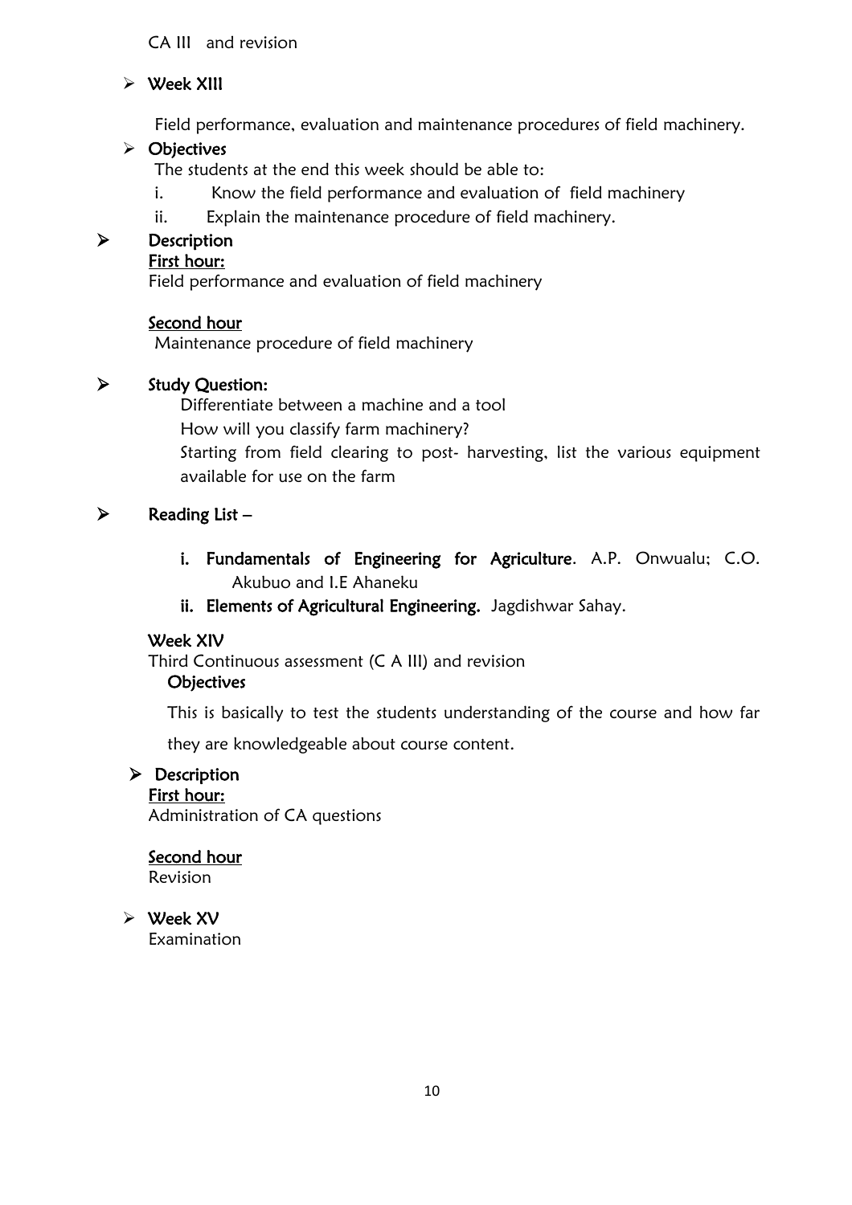CA III and revision

- **Week XIII**

  Field performance, evaluation and maintenance procedures of field machinery.

- **Objectives**

  The students at the end this week should be able to:

  i. Know the field performance and evaluation of field machinery

  ii. Explain the maintenance procedure of field machinery.

- **Description**

  <u>First hour:</u>
  Field performance and evaluation of field machinery

  <u>Second hour</u>
  Maintenance procedure of field machinery

- **Study Question:**

  Differentiate between a machine and a tool

  How will you classify farm machinery?

  Starting from field clearing to post- harvesting, list the various equipment available for use on the farm

- **Reading List –**

  **i. Fundamentals of Engineering for Agriculture**. A.P. Onwualu; C.O. Akubuo and I.E Ahaneku

  **ii. Elements of Agricultural Engineering.** Jagdishwar Sahay.

**Week XIV**

Third Continuous assessment (C A III) and revision

**Objectives**

This is basically to test the students understanding of the course and how far they are knowledgeable about course content.

- **Description**

  <u>First hour:</u>
  Administration of CA questions

  <u>Second hour</u>
  Revision

- **Week XV**

  Examination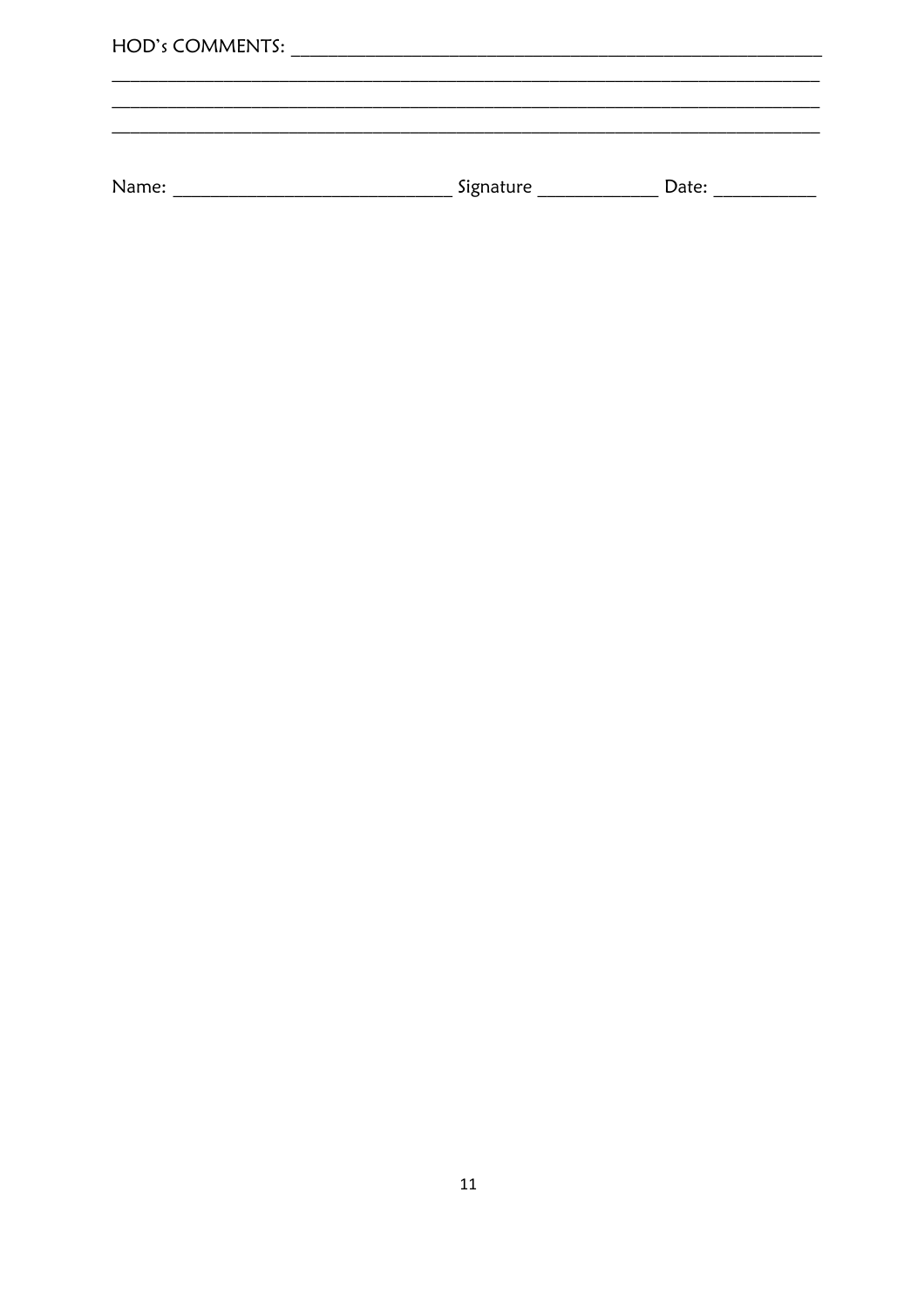HOD's COMMENTS: ______________________________________________________
______________________________________________________________________
______________________________________________________________________
______________________________________________________________________

Name: ____________________________ Signature ____________ Date: __________